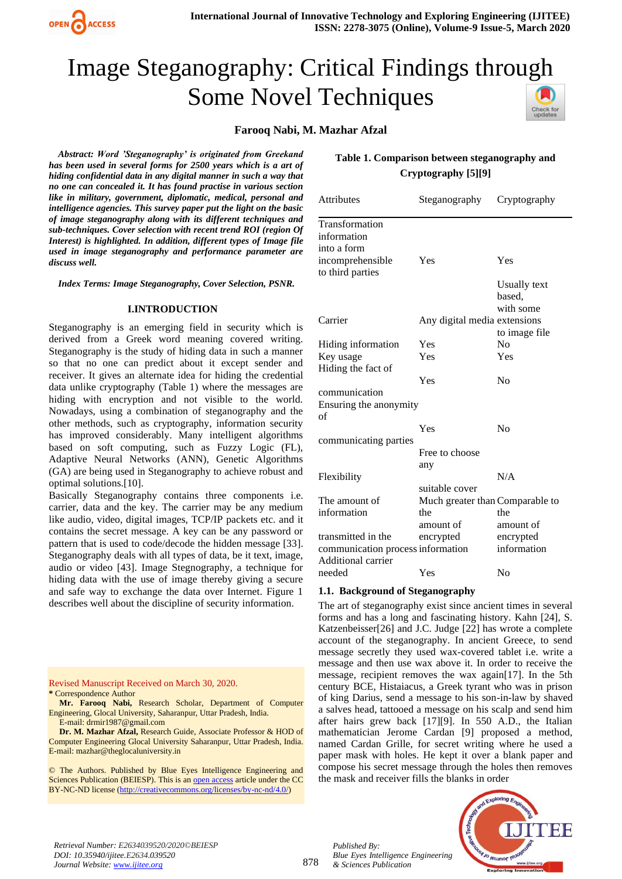# Image Steganography: Critical Findings through Some Novel Techniques

**Farooq Nabi, M. Mazhar Afzal**

***Abstract:** Word 'Steganography' is originated from Greekand has been used in several forms for 2500 years which is a art of hiding confidential data in any digital manner in such a way that no one can concealed it. It has found practise in various section like in military, government, diplomatic, medical, personal and intelligence agencies. This survey paper put the light on the basic of image steganography along with its different techniques and sub-techniques. Cover selection with recent trend ROI (region Of Interest) is highlighted. In addition, different types of Image file used in image steganography and performance parameter are discuss well.*

***Index Terms:** Image Steganography, Cover Selection, PSNR.*

## I.INTRODUCTION

Steganography is an emerging field in security which is derived from a Greek word meaning covered writing. Steganography is the study of hiding data in such a manner so that no one can predict about it except sender and receiver. It gives an alternate idea for hiding the credential data unlike cryptography (Table 1) where the messages are hiding with encryption and not visible to the world. Nowadays, using a combination of steganography and the other methods, such as cryptography, information security has improved considerably. Many intelligent algorithms based on soft computing, such as Fuzzy Logic (FL), Adaptive Neural Networks (ANN), Genetic Algorithms (GA) are being used in Steganography to achieve robust and optimal solutions.[10].

Basically Steganography contains three components i.e. carrier, data and the key. The carrier may be any medium like audio, video, digital images, TCP/IP packets etc. and it contains the secret message. A key can be any password or pattern that is used to code/decode the hidden message [33]. Steganography deals with all types of data, be it text, image, audio or video [43]. Image Stegnography, a technique for hiding data with the use of image thereby giving a secure and safe way to exchange the data over Internet. Figure 1 describes well about the discipline of security information.

Revised Manuscript Received on March 30, 2020.

\* Correspondence Author

**Mr. Farooq Nabi,** Research Scholar, Department of Computer Engineering, Glocal University, Saharanpur, Uttar Pradesh, India.
E-mail: drmir1987@gmail.com

**Dr. M. Mazhar Afzal,** Research Guide, Associate Professor & HOD of Computer Engineering Glocal University Saharanpur, Uttar Pradesh India.
E-mail: mazhar@theglocaluniversity.in

© The Authors. Published by Blue Eyes Intelligence Engineering and Sciences Publication (BEIESP). This is an open access article under the CC BY-NC-ND license (http://creativecommons.org/licenses/by-nc-nd/4.0/)

**Table 1. Comparison between steganography and Cryptography [5][9]**

| Attributes | Steganography | Cryptography |
|---|---|---|
| Transformation information into a form incomprehensible to third parties | Yes | Yes |
| Carrier | Any digital media | Usually text based, with some extensions to image file |
| Hiding information | Yes | No |
| Key usage | Yes | Yes |
| Hiding the fact of communication | Yes | No |
| Ensuring the anonymity of communicating parties | Yes | No |
| Flexibility | Free to choose any suitable cover | N/A |
| The amount of information transmitted in the communication process | Much greater than the amount of encrypted information | Comparable to the amount of encrypted information |
| Additional carrier needed | Yes | No |

### 1.1. Background of Steganography

The art of steganography exist since ancient times in several forms and has a long and fascinating history. Kahn [24], S. Katzenbeisser[26] and J.C. Judge [22] has wrote a complete account of the steganography. In ancient Greece, to send message secretly they used wax-covered tablet i.e. write a message and then use wax above it. In order to receive the message, recipient removes the wax again[17]. In the 5th century BCE, Histaiacus, a Greek tyrant who was in prison of king Darius, send a message to his son-in-law by shaved a salves head, tattooed a message on his scalp and send him after hairs grew back [17][9]. In 550 A.D., the Italian mathematician Jerome Cardan [9] proposed a method, named Cardan Grille, for secret writing where he used a paper mask with holes. He kept it over a blank paper and compose his secret message through the holes then removes the mask and receiver fills the blanks in order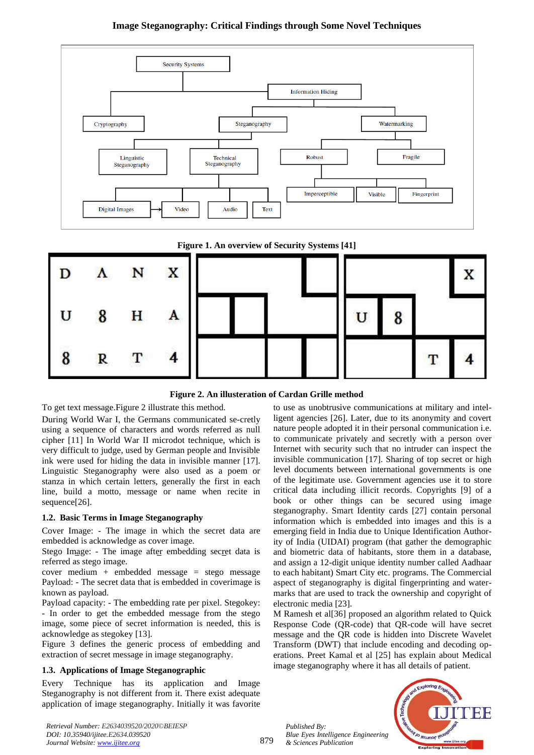Figure 1. An overview of Security Systems [41]

Figure 2. An illusteration of Cardan Grille method

To get text message.Figure 2 illustrate this method.

During World War I, the Germans communicated se-cretly using a sequence of characters and words referred as null cipher [11] In World War II microdot technique, which is very difficult to judge, used by German people and Invisible ink were used for hiding the data in invisible manner [17]. Linguistic Steganography were also used as a poem or stanza in which certain letters, generally the first in each line, build a motto, message or name when recite in sequence[26].

### 1.2. Basic Terms in Image Steganography

Cover Image: - The image in which the secret data are embedded is acknowledge as cover image.

Stego Image: - The image after embedding secret data is referred as stego image.

cover medium + embedded message = stego message

Payload: - The secret data that is embedded in coverimage is known as payload.

Payload capacity: - The embedding rate per pixel. Stegokey: - In order to get the embedded message from the stego image, some piece of secret information is needed, this is acknowledge as stegokey [13].

Figure 3 defines the generic process of embedding and extraction of secret message in image steganography.

### 1.3. Applications of Image Steganographic

Every Technique has its application and Image Steganography is not different from it. There exist adequate application of image steganography. Initially it was favorite to use as unobtrusive communications at military and intel-ligent agencies [26]. Later, due to its anonymity and covert nature people adopted it in their personal communication i.e. to communicate privately and secretly with a person over Internet with security such that no intruder can inspect the invisible communication [17]. Sharing of top secret or high level documents between international governments is one of the legitimate use. Government agencies use it to store critical data including illicit records. Copyrights [9] of a book or other things can be secured using image steganography. Smart Identity cards [27] contain personal information which is embedded into images and this is a emerging field in India due to Unique Identification Author-ity of India (UIDAI) program (that gather the demographic and biometric data of habitants, store them in a database, and assign a 12-digit unique identity number called Aadhaar to each habitant) Smart City etc. programs. The Commercial aspect of steganography is digital fingerprinting and water-marks that are used to track the ownership and copyright of electronic media [23].

M Ramesh et al[36] proposed an algorithm related to Quick Response Code (QR-code) that QR-code will have secret message and the QR code is hidden into Discrete Wavelet Transform (DWT) that include encoding and decoding op-erations. Preet Kamal et al [25] has explain about Medical image steganography where it has all details of patient.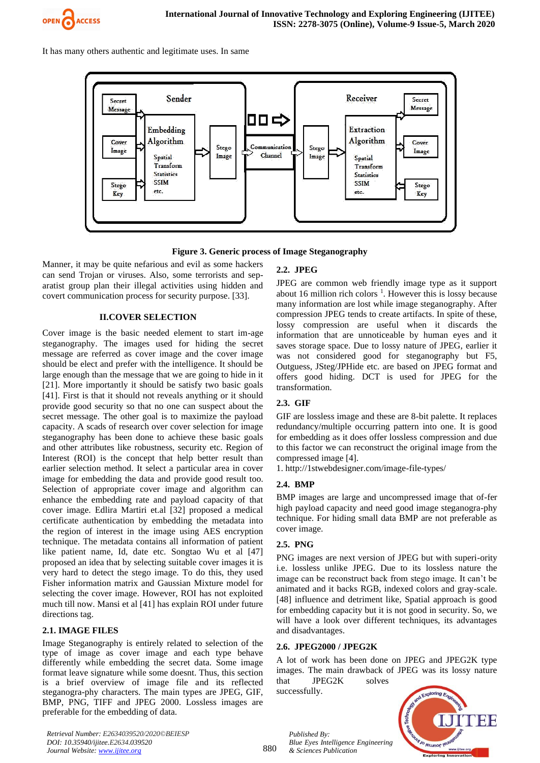It has many others authentic and legitimate uses. In same

Figure 3. Generic process of Image Steganography

Manner, it may be quite nefarious and evil as some hackers can send Trojan or viruses. Also, some terrorists and separatist group plan their illegal activities using hidden and covert communication process for security purpose. [33].

## II.COVER SELECTION

Cover image is the basic needed element to start im-age steganography. The images used for hiding the secret message are referred as cover image and the cover image should be elect and prefer with the intelligence. It should be large enough than the message that we are going to hide in it [21]. More importantly it should be satisfy two basic goals [41]. First is that it should not reveals anything or it should provide good security so that no one can suspect about the secret message. The other goal is to maximize the payload capacity. A scads of research over cover selection for image steganography has been done to achieve these basic goals and other attributes like robustness, security etc. Region of Interest (ROI) is the concept that help better result than earlier selection method. It select a particular area in cover image for embedding the data and provide good result too. Selection of appropriate cover image and algorithm can enhance the embedding rate and payload capacity of that cover image. Edlira Martiri et.al [32] proposed a medical certificate authentication by embedding the metadata into the region of interest in the image using AES encryption technique. The metadata contains all information of patient like patient name, Id, date etc. Songtao Wu et al [47] proposed an idea that by selecting suitable cover images it is very hard to detect the stego image. To do this, they used Fisher information matrix and Gaussian Mixture model for selecting the cover image. However, ROI has not exploited much till now. Mansi et al [41] has explain ROI under future directions tag.

### 2.1. IMAGE FILES

Image Steganography is entirely related to selection of the type of image as cover image and each type behave differently while embedding the secret data. Some image format leave signature while some doesnt. Thus, this section is a brief overview of image file and its reflected steganogra-phy characters. The main types are JPEG, GIF, BMP, PNG, TIFF and JPEG 2000. Lossless images are preferable for the embedding of data.

### 2.2. JPEG

JPEG are common web friendly image type as it support about 16 million rich colors [1]. However this is lossy because many information are lost while image steganography. After compression JPEG tends to create artifacts. In spite of these, lossy compression are useful when it discards the information that are unnoticeable by human eyes and it saves storage space. Due to lossy nature of JPEG, earlier it was not considered good for steganography but F5, Outguess, JSteg/JPHide etc. are based on JPEG format and offers good hiding. DCT is used for JPEG for the transformation.

### 2.3. GIF

GIF are lossless image and these are 8-bit palette. It replaces redundancy/multiple occurring pattern into one. It is good for embedding as it does offer lossless compression and due to this factor we can reconstruct the original image from the compressed image [4].

1. http://1stwebdesigner.com/image-file-types/

### 2.4. BMP

BMP images are large and uncompressed image that of-fer high payload capacity and need good image steganogra-phy technique. For hiding small data BMP are not preferable as cover image.

### 2.5. PNG

PNG images are next version of JPEG but with superi-ority i.e. lossless unlike JPEG. Due to its lossless nature the image can be reconstruct back from stego image. It can't be animated and it backs RGB, indexed colors and gray-scale. [48] influence and detriment like, Spatial approach is good for embedding capacity but it is not good in security. So, we will have a look over different techniques, its advantages and disadvantages.

### 2.6. JPEG2000 / JPEG2K

A lot of work has been done on JPEG and JPEG2K type images. The main drawback of JPEG was its lossy nature that JPEG2K solves successfully.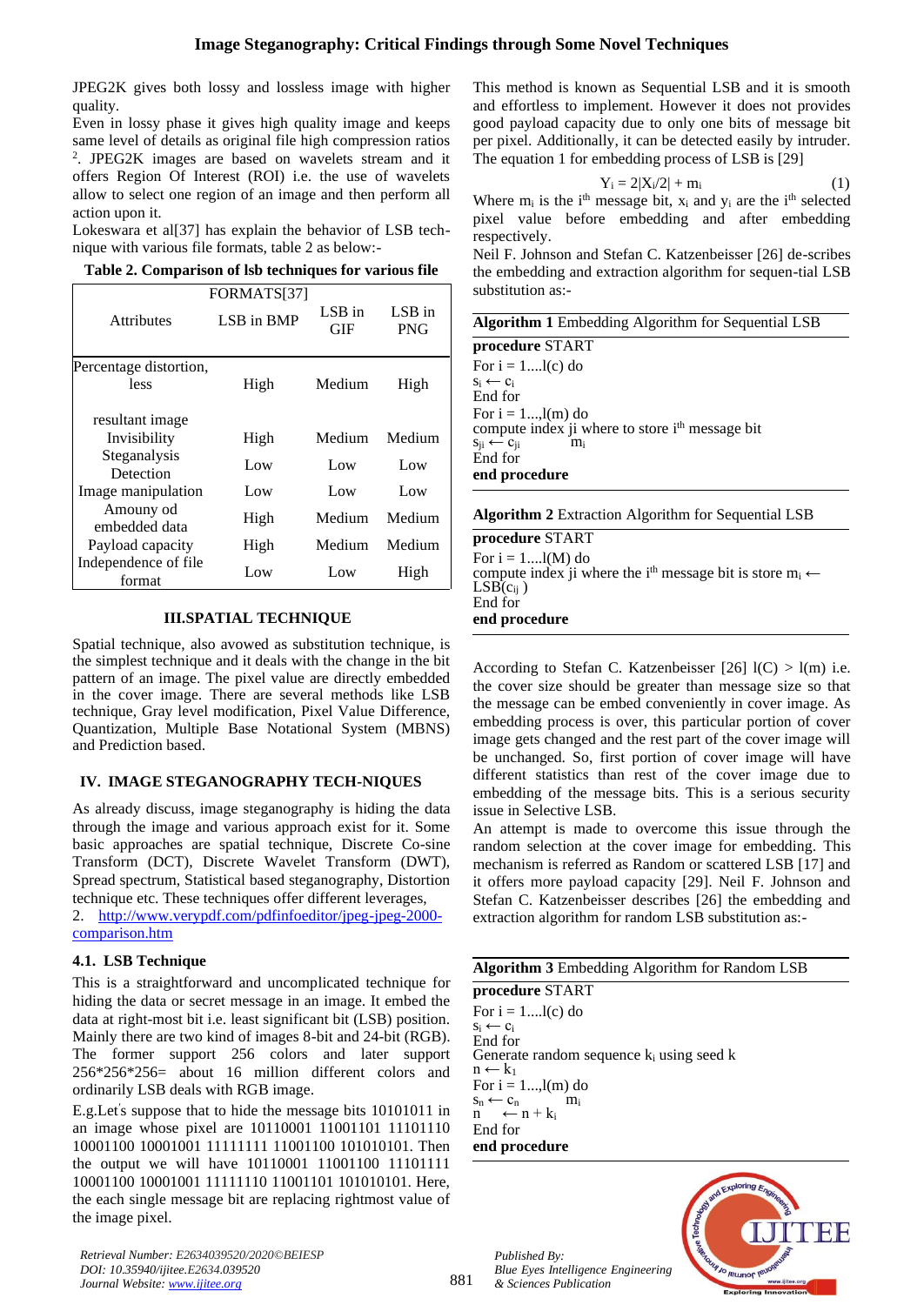JPEG2K gives both lossy and lossless image with higher quality.

Even in lossy phase it gives high quality image and keeps same level of details as original file high compression ratios [2]. JPEG2K images are based on wavelets stream and it offers Region Of Interest (ROI) i.e. the use of wavelets allow to select one region of an image and then perform all action upon it.

Lokeswara et al[37] has explain the behavior of LSB technique with various file formats, table 2 as below:-

**Table 2. Comparison of lsb techniques for various file FORMATS[37]**

| Attributes | LSB in BMP | LSB in GIF | LSB in PNG |
|---|---|---|---|
| Percentage distortion, less | High | Medium | High |
| resultant image Invisibility | High | Medium | Medium |
| Steganalysis Detection | Low | Low | Low |
| Image manipulation | Low | Low | Low |
| Amouny od embedded data | High | Medium | Medium |
| Payload capacity | High | Medium | Medium |
| Independence of file format | Low | Low | High |

## III.SPATIAL TECHNIQUE

Spatial technique, also avowed as substitution technique, is the simplest technique and it deals with the change in the bit pattern of an image. The pixel value are directly embedded in the cover image. There are several methods like LSB technique, Gray level modification, Pixel Value Difference, Quantization, Multiple Base Notational System (MBNS) and Prediction based.

## IV. IMAGE STEGANOGRAPHY TECH-NIQUES

As already discuss, image steganography is hiding the data through the image and various approach exist for it. Some basic approaches are spatial technique, Discrete Co-sine Transform (DCT), Discrete Wavelet Transform (DWT), Spread spectrum, Statistical based steganography, Distortion technique etc. These techniques offer different leverages,

2. http://www.verypdf.com/pdfinfoeditor/jpeg-jpeg-2000-comparison.htm

### 4.1. LSB Technique

This is a straightforward and uncomplicated technique for hiding the data or secret message in an image. It embed the data at right-most bit i.e. least significant bit (LSB) position. Mainly there are two kind of images 8-bit and 24-bit (RGB). The former support 256 colors and later support 256\*256\*256= about 16 million different colors and ordinarily LSB deals with RGB image.

E.g.Let's suppose that to hide the message bits 10101011 in an image whose pixel are 10110001 11001101 11101110 10001100 10001001 11111111 11001100 101010101. Then the output we will have 10110001 11001100 11101111 10001100 10001001 11111110 11001101 101010101. Here, the each single message bit are replacing rightmost value of the image pixel.

This method is known as Sequential LSB and it is smooth and effortless to implement. However it does not provides good payload capacity due to only one bits of message bit per pixel. Additionally, it can be detected easily by intruder. The equation 1 for embedding process of LSB is [29]

$$Y_i = 2|X_i/2| + m_i \quad (1)$$

Where $m_i$ is the $i^{th}$ message bit, $x_i$ and $y_i$ are the $i^{th}$ selected pixel value before embedding and after embedding respectively.

Neil F. Johnson and Stefan C. Katzenbeisser [26] de-scribes the embedding and extraction algorithm for sequen-tial LSB substitution as:-

**Algorithm 1** Embedding Algorithm for Sequential LSB

**procedure** START
For i = 1....l(c) do
$s_i \leftarrow c_i$
End for
For i = 1...,l(m) do
compute index ji where to store $i^{th}$ message bit
$s_{ji} \leftarrow c_{ji}$ $m_i$
End for
**end procedure**

**Algorithm 2** Extraction Algorithm for Sequential LSB

**procedure** START
For i = 1....l(M) do
compute index ji where the $i^{th}$ message bit is store $m_i \leftarrow$ LSB($c_{ij}$ )
End for
**end procedure**

According to Stefan C. Katzenbeisser [26] l(C) > l(m) i.e. the cover size should be greater than message size so that the message can be embed conveniently in cover image. As embedding process is over, this particular portion of cover image gets changed and the rest part of the cover image will be unchanged. So, first portion of cover image will have different statistics than rest of the cover image due to embedding of the message bits. This is a serious security issue in Selective LSB.

An attempt is made to overcome this issue through the random selection at the cover image for embedding. This mechanism is referred as Random or scattered LSB [17] and it offers more payload capacity [29]. Neil F. Johnson and Stefan C. Katzenbeisser describes [26] the embedding and extraction algorithm for random LSB substitution as:-

**Algorithm 3** Embedding Algorithm for Random LSB

**procedure** START
For i = 1....l(c) do
$s_i \leftarrow c_i$
End for
Generate random sequence $k_i$ using seed k
$n \leftarrow k_1$
For i = 1...,l(m) do
$s_n \leftarrow c_n$ $m_i$
$n \leftarrow n + k_i$
End for
**end procedure**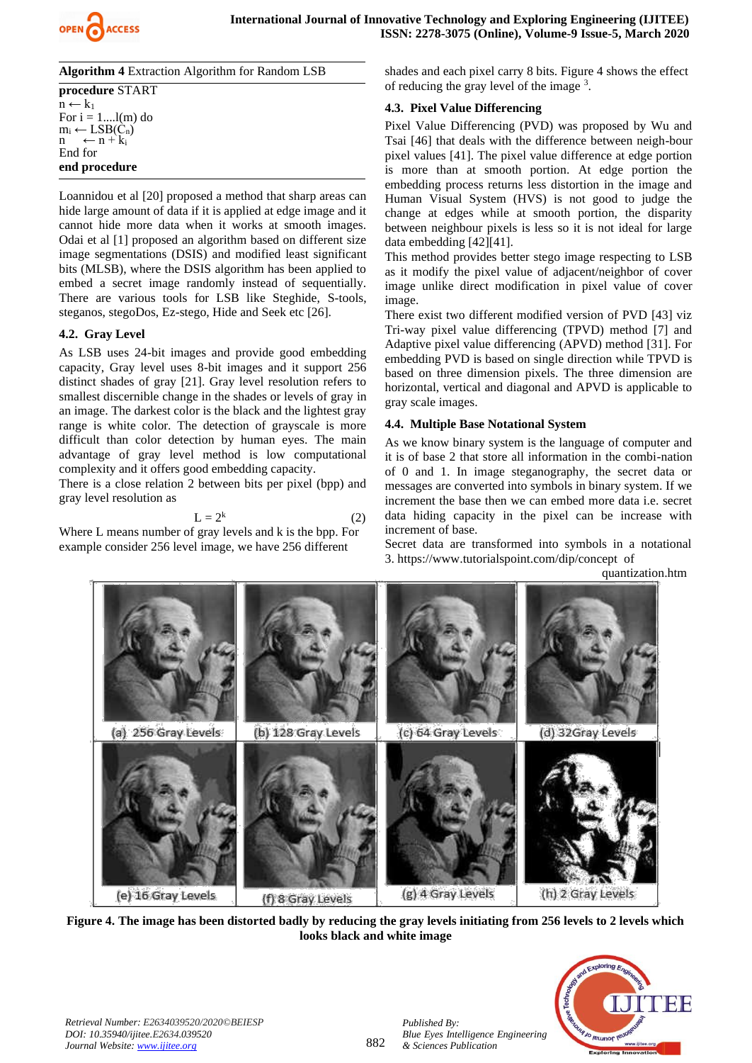**Algorithm 4** Extraction Algorithm for Random LSB

**procedure** START
$n \leftarrow k_1$
For i = 1....l(m) do
$m_i \leftarrow LSB(C_n)$
$n \leftarrow n + k_i$
End for
**end procedure**

Loannidou et al [20] proposed a method that sharp areas can hide large amount of data if it is applied at edge image and it cannot hide more data when it works at smooth images. Odai et al [1] proposed an algorithm based on different size image segmentations (DSIS) and modified least significant bits (MLSB), where the DSIS algorithm has been applied to embed a secret image randomly instead of sequentially. There are various tools for LSB like Steghide, S-tools, steganos, stegoDos, Ez-stego, Hide and Seek etc [26].

### 4.2. Gray Level

As LSB uses 24-bit images and provide good embedding capacity, Gray level uses 8-bit images and it support 256 distinct shades of gray [21]. Gray level resolution refers to smallest discernible change in the shades or levels of gray in an image. The darkest color is the black and the lightest gray range is white color. The detection of grayscale is more difficult than color detection by human eyes. The main advantage of gray level method is low computational complexity and it offers good embedding capacity.

There is a close relation 2 between bits per pixel (bpp) and gray level resolution as

$$L = 2^k \qquad (2)$$

Where L means number of gray levels and k is the bpp. For example consider 256 level image, we have 256 different shades and each pixel carry 8 bits. Figure 4 shows the effect of reducing the gray level of the image [3].

### 4.3. Pixel Value Differencing

Pixel Value Differencing (PVD) was proposed by Wu and Tsai [46] that deals with the difference between neigh-bour pixel values [41]. The pixel value difference at edge portion is more than at smooth portion. At edge portion the embedding process returns less distortion in the image and Human Visual System (HVS) is not good to judge the change at edges while at smooth portion, the disparity between neighbour pixels is less so it is not ideal for large data embedding [42][41].

This method provides better stego image respecting to LSB as it modify the pixel value of adjacent/neighbor of cover image unlike direct modification in pixel value of cover image.

There exist two different modified version of PVD [43] viz Tri-way pixel value differencing (TPVD) method [7] and Adaptive pixel value differencing (APVD) method [31]. For embedding PVD is based on single direction while TPVD is based on three dimension pixels. The three dimension are horizontal, vertical and diagonal and APVD is applicable to gray scale images.

### 4.4. Multiple Base Notational System

As we know binary system is the language of computer and it is of base 2 that store all information in the combi-nation of 0 and 1. In image steganography, the secret data or messages are converted into symbols in binary system. If we increment the base then we can embed more data i.e. secret data hiding capacity in the pixel can be increase with increment of base.

Secret data are transformed into symbols in a notational

3. https://www.tutorialspoint.com/dip/concept of quantization.htm

(a) 256 Gray Levels (b) 128 Gray Levels (c) 64 Gray Levels (d) 32Gray Levels
(e) 16 Gray Levels (f) 8 Gray Levels (g) 4 Gray Levels (h) 2 Gray Levels

**Figure 4. The image has been distorted badly by reducing the gray levels initiating from 256 levels to 2 levels which looks black and white image**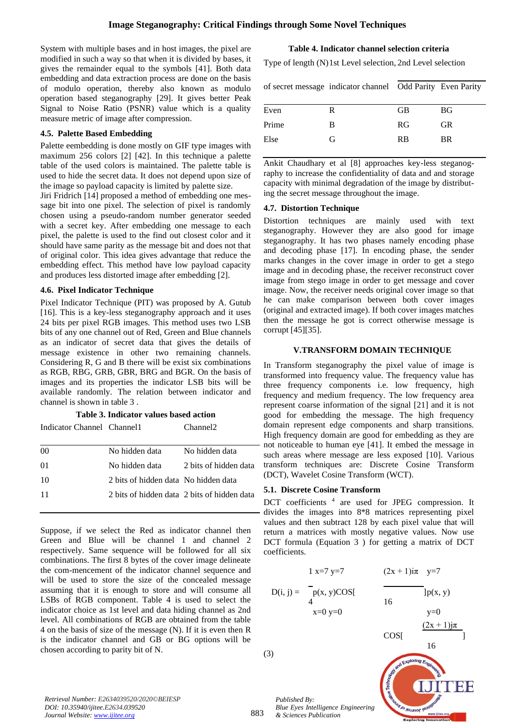System with multiple bases and in host images, the pixel are modified in such a way so that when it is divided by bases, it gives the remainder equal to the symbols [41]. Both data embedding and data extraction process are done on the basis of modulo operation, thereby also known as modulo operation based steganography [29]. It gives better Peak Signal to Noise Ratio (PSNR) value which is a quality measure metric of image after compression.

### 4.5. Palette Based Embedding

Palette eembedding is done mostly on GIF type images with maximum 256 colors [2] [42]. In this technique a palette table of the used colors is maintained. The palette table is used to hide the secret data. It does not depend upon size of the image so payload capacity is limited by palette size.

Jiri Fridrich [14] proposed a method of embedding one message bit into one pixel. The selection of pixel is randomly chosen using a pseudo-random number generator seeded with a secret key. After embedding one message to each pixel, the palette is used to the find out closest color and it should have same parity as the message bit and does not that of original color. This idea gives advantage that reduce the embedding effect. This method have low payload capacity and produces less distorted image after embedding [2].

### 4.6. Pixel Indicator Technique

Pixel Indicator Technique (PIT) was proposed by A. Gutub [16]. This is a key-less steganography approach and it uses 24 bits per pixel RGB images. This method uses two LSB bits of any one channel out of Red, Green and Blue channels as an indicator of secret data that gives the details of message existence in other two remaining channels. Considering R, G and B there will be exist six combinations as RGB, RBG, GRB, GBR, BRG and BGR. On the basis of images and its properties the indicator LSB bits will be available randomly. The relation between indicator and channel is shown in table 3 .

**Table 3. Indicator values based action**

| Indicator Channel | Channel1 | Channel2 |
|---|---|---|
| 00 | No hidden data | No hidden data |
| 01 | No hidden data | 2 bits of hidden data |
| 10 | 2 bits of hidden data | No hidden data |
| 11 | 2 bits of hidden data | 2 bits of hidden data |

Suppose, if we select the Red as indicator channel then Green and Blue will be channel 1 and channel 2 respectively. Same sequence will be followed for all six combinations. The first 8 bytes of the cover image delineate the com-mencement of the indicator channel sequence and will be used to store the size of the concealed message assuming that it is enough to store and will consume all LSBs of RGB component. Table 4 is used to select the indicator choice as 1st level and data hiding channel as 2nd level. All combinations of RGB are obtained from the table 4 on the basis of size of the message (N). If it is even then R is the indicator channel and GB or BG options will be chosen according to parity bit of N.

**Table 4. Indicator channel selection criteria**

| Type of length (N) of secret message | 1st Level selection, indicator channel | 2nd Level selection | |
|---|---|---|---|
| | | Odd Parity | Even Parity |
| Even | R | GB | BG |
| Prime | B | RG | GR |
| Else | G | RB | BR |

Ankit Chaudhary et al [8] approaches key-less steganography to increase the confidentiality of data and and storage capacity with minimal degradation of the image by distributing the secret message throughout the image.

### 4.7. Distortion Technique

Distortion techniques are mainly used with text steganography. However they are also good for image steganography. It has two phases namely encoding phase and decoding phase [17]. In encoding phase, the sender marks changes in the cover image in order to get a stego image and in decoding phase, the receiver reconstruct cover image from stego image in order to get message and cover image. Now, the receiver needs original cover image so that he can make comparison between both cover images (original and extracted image). If both cover images matches then the message he got is correct otherwise message is corrupt [45][35].

## V.TRANSFORM DOMAIN TECHNIQUE

In Transform steganography the pixel value of image is transformed into frequency value. The frequency value has three frequency components i.e. low frequency, high frequency and medium frequency. The low frequency area represent coarse information of the signal [21] and it is not good for embedding the message. The high frequency domain represent edge components and sharp transitions. High frequency domain are good for embedding as they are not noticeable to human eye [41]. It embed the message in such areas where message are less exposed [10]. Various transform techniques are: Discrete Cosine Transform (DCT), Wavelet Cosine Transform (WCT).

### 5.1. Discrete Cosine Transform

DCT coefficients [4] are used for JPEG compression. It divides the images into 8*8 matrices representing pixel values and then subtract 128 by each pixel value that will return a matrices with mostly negative values. Now use DCT formula (Equation 3 ) for getting a matrix of DCT coefficients.

$$D(i, j) = \frac{1}{4} \sum_{x=0}^{x=7} \sum_{y=0}^{y=7} p(x, y) \cos\left[\frac{(2x+1)i\pi}{16}\right] \cos\left[\frac{(2x+1)j\pi}{16}\right] \quad (3)$$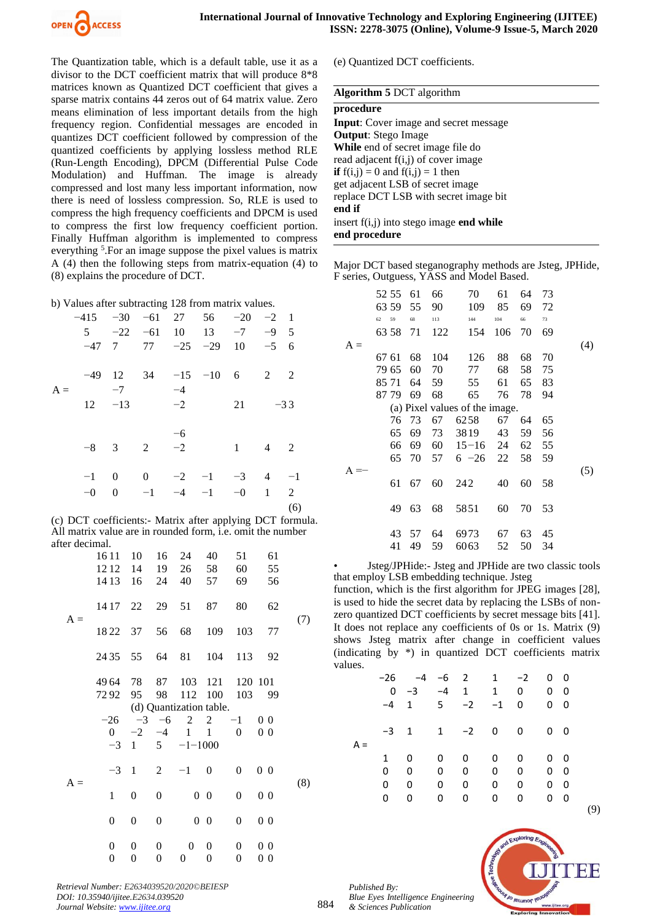The Quantization table, which is a default table, use it as a divisor to the DCT coefficient matrix that will produce 8*8 matrices known as Quantized DCT coefficient that gives a sparse matrix contains 44 zeros out of 64 matrix value. Zero means elimination of less important details from the high frequency region. Confidential messages are encoded in quantizes DCT coefficient followed by compression of the quantized coefficients by applying lossless method RLE (Run-Length Encoding), DPCM (Differential Pulse Code Modulation) and Huffman. The image is already compressed and lost many less important information, now there is need of lossless compression. So, RLE is used to compress the high frequency coefficients and DPCM is used to compress the first low frequency coefficient portion. Finally Huffman algorithm is implemented to compress everything [5].For an image suppose the pixel values is matrix A (4) then the following steps from matrix-equation (4) to (8) explains the procedure of DCT.

b) Values after subtracting 128 from matrix values.

$$A = \begin{bmatrix} -415 & -30 & -61 & 27 & 56 & -20 & -2 & 1 \\ 5 & -22 & -61 & 10 & 13 & -7 & -9 & 5 \\ -47 & 7 & 77 & -25 & -29 & 10 & -5 & 6 \\ -49 & 12 & 34 & -15 & -10 & 6 & 2 & 2 \\ 12 & -7 & -13 & -4 & -2 & 21 & -3 & 3 \\ -8 & 3 & 2 & -6 & -2 & 1 & 4 & 2 \\ -1 & 0 & 0 & -2 & -1 & -3 & 4 & -1 \\ -0 & 0 & -1 & -4 & -1 & -0 & 1 & 2 \end{bmatrix} \quad (6)$$

(c) DCT coefficients:- Matrix after applying DCT formula. All matrix value are in rounded form, i.e. omit the number after decimal.

$$A = \begin{bmatrix} 16 & 11 & 10 & 16 & 24 & 40 & 51 & 61 \\ 12 & 12 & 14 & 19 & 26 & 58 & 60 & 55 \\ 14 & 13 & 16 & 24 & 40 & 57 & 69 & 56 \\ 14 & 17 & 22 & 29 & 51 & 87 & 80 & 62 \\ 18 & 22 & 37 & 56 & 68 & 109 & 103 & 77 \\ 24 & 35 & 55 & 64 & 81 & 104 & 113 & 92 \\ 49 & 64 & 78 & 87 & 103 & 121 & 120 & 101 \\ 72 & 92 & 95 & 98 & 112 & 100 & 103 & 99 \end{bmatrix} \quad (7)$$

(d) Quantization table.

$$A = \begin{bmatrix} -26 & -3 & -6 & 2 & 2 & -1 & 0 & 0 \\ 0 & -2 & -4 & 1 & 1 & 0 & 0 & 0 \\ -3 & 1 & 5 & -1 & -1 & 0 & 0 & 0 \\ -3 & 1 & 2 & -1 & 0 & 0 & 0 & 0 \\ 1 & 0 & 0 & 0 & 0 & 0 & 0 & 0 \\ 0 & 0 & 0 & 0 & 0 & 0 & 0 & 0 \\ 0 & 0 & 0 & 0 & 0 & 0 & 0 & 0 \\ 0 & 0 & 0 & 0 & 0 & 0 & 0 & 0 \end{bmatrix} \quad (8)$$

(e) Quantized DCT coefficients.

---

**Algorithm 5** DCT algorithm

---

**procedure**
**Input**: Cover image and secret message
**Output**: Stego Image
**While** end of secret image file do
read adjacent f(i,j) of cover image
**if** f(i,j) = 0 and f(i,j) = 1 then
get adjacent LSB of secret image
replace DCT LSB with secret image bit
**end if**
insert f(i,j) into stego image **end while**
**end procedure**

---

Major DCT based steganography methods are Jsteg, JPHide, F series, Outguess, YASS and Model Based.

$$A = \begin{bmatrix} 52 & 55 & 61 & 66 & 70 & 61 & 64 & 73 \\ 63 & 59 & 55 & 90 & 109 & 85 & 69 & 72 \\ 62 & 59 & 68 & 113 & 144 & 104 & 66 & 73 \\ 63 & 58 & 71 & 122 & 154 & 106 & 70 & 69 \\ 67 & 61 & 68 & 104 & 126 & 88 & 68 & 70 \\ 79 & 65 & 60 & 70 & 77 & 68 & 58 & 75 \\ 85 & 71 & 64 & 59 & 55 & 61 & 65 & 83 \\ 87 & 79 & 69 & 68 & 65 & 76 & 78 & 94 \end{bmatrix} \quad (4)$$

(a) Pixel values of the image.

$$A = -\begin{bmatrix} 76 & 73 & 67 & 62 & 58 & 67 & 64 & 65 \\ 65 & 69 & 73 & 38 & 19 & 43 & 59 & 56 \\ 66 & 69 & 60 & 15 & -16 & 24 & 62 & 55 \\ 65 & 70 & 57 & 6 & -26 & 22 & 58 & 59 \\ 61 & 67 & 60 & 24 & 2 & 40 & 60 & 58 \\ 49 & 63 & 68 & 58 & 51 & 60 & 70 & 53 \\ 43 & 57 & 64 & 69 & 73 & 67 & 63 & 45 \\ 41 & 49 & 59 & 60 & 63 & 52 & 50 & 34 \end{bmatrix} \quad (5)$$

- Jsteg/JPHide:- Jsteg and JPHide are two classic tools that employ LSB embedding technique. Jsteg function, which is the first algorithm for JPEG images [28], is used to hide the secret data by replacing the LSBs of non-zero quantized DCT coefficients by secret message bits [41]. It does not replace any coefficients of 0s or 1s. Matrix (9) shows Jsteg matrix after change in coefficient values (indicating by *) in quantized DCT coefficients matrix values.

$$A = \begin{bmatrix} -26 & -4 & -6 & 2 & 1 & -2 & 0 & 0 \\ 0 & -3 & -4 & 1 & 1 & 0 & 0 & 0 \\ -4 & 1 & 5 & -2 & -1 & 0 & 0 & 0 \\ -3 & 1 & 1 & -2 & 0 & 0 & 0 & 0 \\ 1 & 0 & 0 & 0 & 0 & 0 & 0 & 0 \\ 0 & 0 & 0 & 0 & 0 & 0 & 0 & 0 \\ 0 & 0 & 0 & 0 & 0 & 0 & 0 & 0 \\ 0 & 0 & 0 & 0 & 0 & 0 & 0 & 0 \end{bmatrix} \quad (9)$$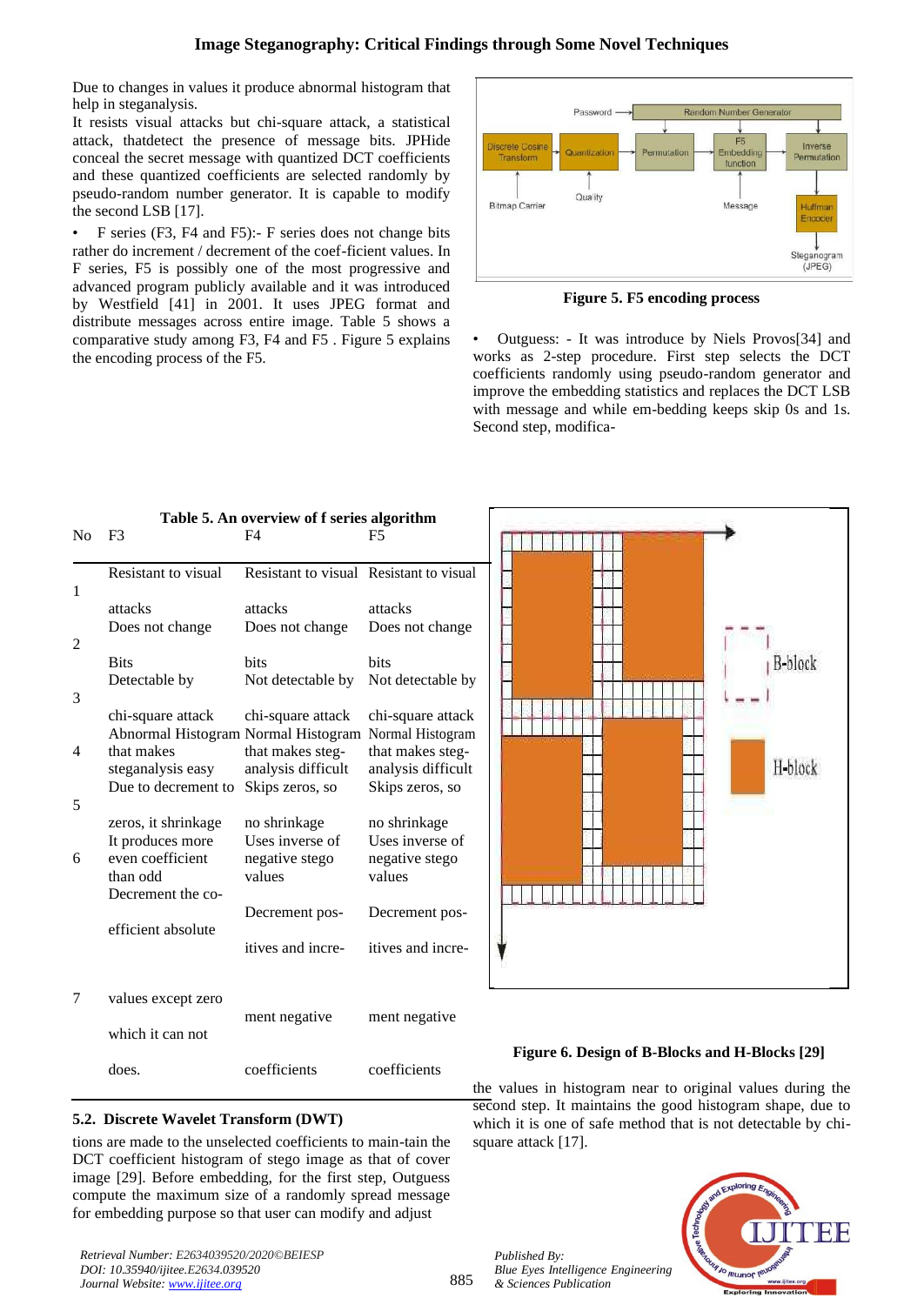Due to changes in values it produce abnormal histogram that help in steganalysis.

It resists visual attacks but chi-square attack, a statistical attack, thatdetect the presence of message bits. JPHide conceal the secret message with quantized DCT coefficients and these quantized coefficients are selected randomly by pseudo-random number generator. It is capable to modify the second LSB [17].

- F series (F3, F4 and F5):- F series does not change bits rather do increment / decrement of the coef-ficient values. In F series, F5 is possibly one of the most progressive and advanced program publicly available and it was introduced by Westfield [41] in 2001. It uses JPEG format and distribute messages across entire image. Table 5 shows a comparative study among F3, F4 and F5 . Figure 5 explains the encoding process of the F5.

**Figure 5. F5 encoding process**

- Outguess: - It was introduced by Niels Provos[34] and works as 2-step procedure. First step selects the DCT coefficients randomly using pseudo-random generator and improve the embedding statistics and replaces the DCT LSB with message and while em-bedding keeps skip 0s and 1s. Second step, modifications are made to the unselected coefficients to main-tain the DCT coefficient histogram of stego image as that of cover image [29]. Before embedding, for the first step, Outguess compute the maximum size of a randomly spread message for embedding purpose so that user can modify and adjust the values in histogram near to original values during the second step. It maintains the good histogram shape, due to which it is one of safe method that is not detectable by chi-square attack [17].

**Table 5. An overview of f series algorithm**

| No | F3 | F4 | F5 |
|---|---|---|---|
| 1 | Resistant to visual attacks | Resistant to visual attacks | Resistant to visual attacks |
| 2 | Does not change Bits | Does not change bits | Does not change bits |
| 3 | Detectable by chi-square attack | Not detectable by chi-square attack | Not detectable by chi-square attack |
| 4 | Abnormal Histogram that makes steganalysis easy | Normal Histogram that makes steg-analysis difficult | Normal Histogram that makes steg-analysis difficult |
| 5 | Due to decrement to zeros, it shrinkage | Skips zeros, so no shrinkage | Skips zeros, so no shrinkage |
| 6 | It produces more even coefficient than odd | Uses inverse of negative stego values | Uses inverse of negative stego values |
| 7 | Decrement the co-efficient absolute values except zero which it can not does. | Decrement pos-itives and incre-ment negative coefficients | Decrement pos-itives and incre-ment negative coefficients |

**Figure 6. Design of B-Blocks and H-Blocks [29]**

## 5.2. Discrete Wavelet Transform (DWT)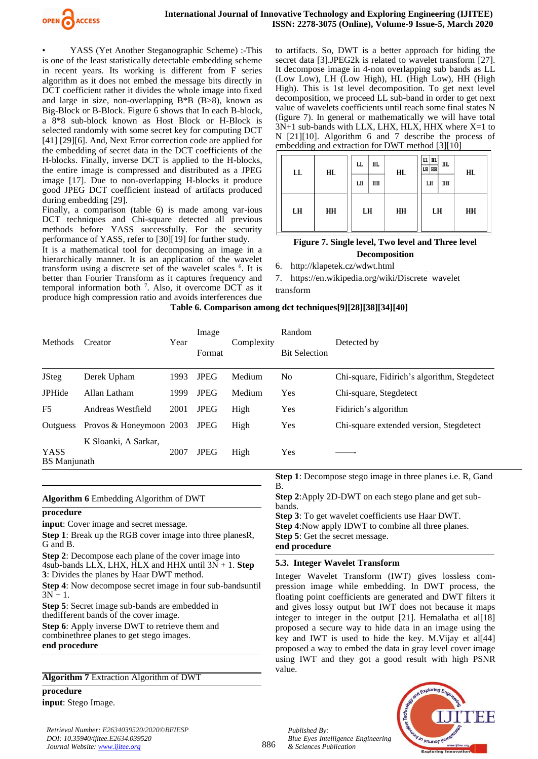- YASS (Yet Another Steganographic Scheme) :-This is one of the least statistically detectable embedding scheme in recent years. Its working is different from F series algorithm as it does not embed the message bits directly in DCT coefficient rather it divides the whole image into fixed and large in size, non-overlapping B*B (B>8), known as Big-Block or B-Block. Figure 6 shows that In each B-block, a 8*8 sub-block known as Host Block or H-Block is selected randomly with some secret key for computing DCT [41] [29][6]. And, Next Error correction code are applied for the embedding of secret data in the DCT coefficients of the H-blocks. Finally, inverse DCT is applied to the H-blocks, the entire image is compressed and distributed as a JPEG image [17]. Due to non-overlapping H-blocks it produce good JPEG DCT coefficient instead of artifacts produced during embedding [29].

Finally, a comparison (table 6) is made among var-ious DCT techniques and Chi-square detected all previous methods before YASS successfully. For the security performance of YASS, refer to [30][19] for further study.

It is a mathematical tool for decomposing an image in a hierarchically manner. It is an application of the wavelet transform using a discrete set of the wavelet scales [6]. It is better than Fourier Transform as it captures frequency and temporal information both [7]. Also, it overcome DCT as it produce high compression ratio and avoids interferences due to artifacts. So, DWT is a better approach for hiding the secret data [3].JPEG2k is related to wavelet transform [27]. It decompose image in 4-non overlapping sub bands as LL (Low Low), LH (Low High), HL (High Low), HH (High High). This is 1st level decomposition. To get next level decomposition, we proceed LL sub-band in order to get next value of wavelets coefficients until reach some final states N (figure 7). In general or mathematically we will have total 3N+1 sub-bands with LLX, LHX, HLX, HHX where X=1 to N [21][10]. Algorithm 6 and 7 describe the process of embedding and extraction for DWT method [3][10]

| LL | HL |
|---|---|
| LH | HH |

| LL / HL / LH / HH | HL |
|---|---|
| LH | HH |

| (LL HL LH HH) HL / LH HH | HL |
|---|---|
| LH | HH |

**Figure 7. Single level, Two level and Three level Decomposition**

6. http://klapetek.cz/wdwt.html
7. https://en.wikipedia.org/wiki/Discrete wavelet transform

**Table 6. Comparison among dct techniques[9][28][38][34][40]**

| Methods | Creator | Year | Image Format | Complexity | Random Bit Selection | Detected by |
|---|---|---|---|---|---|---|
| JSteg | Derek Upham | 1993 | JPEG | Medium | No | Chi-square, Fidirich's algorithm, Stegdetect |
| JPHide | Allan Latham | 1999 | JPEG | Medium | Yes | Chi-square, Stegdetect |
| F5 | Andreas Westfield | 2001 | JPEG | High | Yes | Fidirich's algorithm |
| Outguess | Provos & Honeymoon | 2003 | JPEG | High | Yes | Chi-square extended version, Stegdetect |
| YASS | K Sloanki, A Sarkar, BS Manjunath | 2007 | JPEG | High | Yes | ——- |

---

**Algorithm 6** Embedding Algorithm of DWT

**procedure**

**input**: Cover image and secret message.

**Step 1**: Break up the RGB cover image into three planesR, G and B.

**Step 2**: Decompose each plane of the cover image into 4sub-bands LLX, LHX, HLX and HHX until 3N + 1. **Step 3**: Divides the planes by Haar DWT method.

**Step 4**: Now decompose secret image in four sub-bandsuntil 3N + 1.

**Step 5**: Secret image sub-bands are embedded in thedifferent bands of the cover image.

**Step 6**: Apply inverse DWT to retrieve them and combinethree planes to get stego images.

**end procedure**

---

**Algorithm 7** Extraction Algorithm of DWT

**procedure**

**input**: Stego Image.

**Step 1**: Decompose stego image in three planes i.e. R, Gand B.

**Step 2**:Apply 2D-DWT on each stego plane and get sub-bands.

**Step 3**: To get wavelet coefficients use Haar DWT.

**Step 4**:Now apply IDWT to combine all three planes.

**Step 5**: Get the secret message.

**end procedure**

### 5.3. Integer Wavelet Transform

Integer Wavelet Transform (IWT) gives lossless com-pression image while embedding. In DWT process, the floating point coefficients are generated and DWT filters it and gives lossy output but IWT does not because it maps integer to integer in the output [21]. Hemalatha et al[18] proposed a secure way to hide data in an image using the key and IWT is used to hide the key. M.Vijay et al[44] proposed a way to embed the data in gray level cover image using IWT and they got a good result with high PSNR value.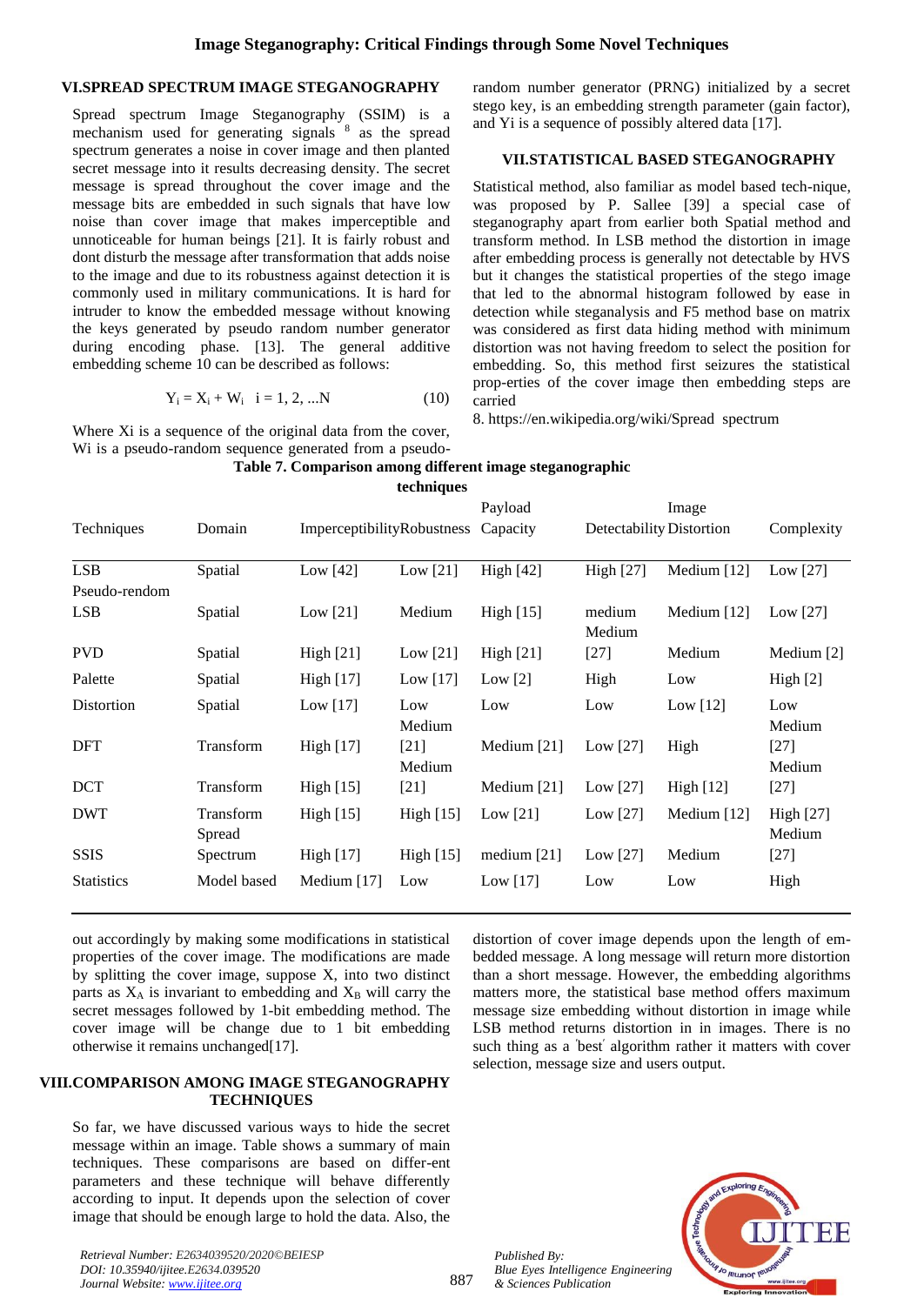## VI.SPREAD SPECTRUM IMAGE STEGANOGRAPHY

Spread spectrum Image Steganography (SSIM) is a mechanism used for generating signals [8] as the spread spectrum generates a noise in cover image and then planted secret message into it results decreasing density. The secret message is spread throughout the cover image and the message bits are embedded in such signals that have low noise than cover image that makes imperceptible and unnoticeable for human beings [21]. It is fairly robust and dont disturb the message after transformation that adds noise to the image and due to its robustness against detection it is commonly used in military communications. It is hard for intruder to know the embedded message without knowing the keys generated by pseudo random number generator during encoding phase. [13]. The general additive embedding scheme 10 can be described as follows:

$$Y_i = X_i + W_i \quad i = 1, 2, ...N \qquad (10)$$

Where Xi is a sequence of the original data from the cover, Wi is a pseudo-random sequence generated from a pseudo-random number generator (PRNG) initialized by a secret stego key, is an embedding strength parameter (gain factor), and Yi is a sequence of possibly altered data [17].

## VII.STATISTICAL BASED STEGANOGRAPHY

Statistical method, also familiar as model based tech-nique, was proposed by P. Sallee [39] a special case of steganography apart from earlier both Spatial method and transform method. In LSB method the distortion in image after embedding process is generally not detectable by HVS but it changes the statistical properties of the stego image that led to the abnormal histogram followed by ease in detection while steganalysis and F5 method base on matrix was considered as first data hiding method with minimum distortion was not having freedom to select the position for embedding. So, this method first seizures the statistical prop-erties of the cover image then embedding steps are carried out accordingly by making some modifications in statistical properties of the cover image. The modifications are made by splitting the cover image, suppose X, into two distinct parts as $X_A$ is invariant to embedding and $X_B$ will carry the secret messages followed by 1-bit embedding method. The cover image will be change due to 1 bit embedding otherwise it remains unchanged[17].

8. https://en.wikipedia.org/wiki/Spread spectrum

**Table 7. Comparison among different image steganographic techniques**

| Techniques | Domain | Imperceptibility | Robustness | Payload Capacity | Detectability | Image Distortion | Complexity |
|---|---|---|---|---|---|---|---|
| LSB | Spatial | Low [42] | Low [21] | High [42] | High [27] | Medium [12] | Low [27] |
| Pseudo-rendom LSB | Spatial | Low [21] | Medium | High [15] | medium | Medium [12] | Low [27] |
| PVD | Spatial | High [21] | Low [21] | High [21] | Medium [27] | Medium | Medium [2] |
| Palette | Spatial | High [17] | Low [17] | Low [2] | High | Low | High [2] |
| Distortion | Spatial | Low [17] | Low | Low | Low | Low [12] | Low |
| DFT | Transform | High [17] | Medium [21] | Medium [21] | Low [27] | High | Medium [27] |
| DCT | Transform | High [15] | Medium [21] | Medium [21] | Low [27] | High [12] | Medium [27] |
| DWT | Transform | High [15] | High [15] | Low [21] | Low [27] | Medium [12] | High [27] |
| SSIS | Spread Spectrum | High [17] | High [15] | medium [21] | Low [27] | Medium | Medium [27] |
| Statistics | Model based | Medium [17] | Low | Low [17] | Low | Low | High |

## VIII.COMPARISON AMONG IMAGE STEGANOGRAPHY TECHNIQUES

So far, we have discussed various ways to hide the secret message within an image. Table shows a summary of main techniques. These comparisons are based on differ-ent parameters and these technique will behave differently according to input. It depends upon the selection of cover image that should be enough large to hold the data. Also, the distortion of cover image depends upon the length of em-bedded message. A long message will return more distortion than a short message. However, the embedding algorithms matters more, the statistical base method offers maximum message size embedding without distortion in image while LSB method returns distortion in in images. There is no such thing as a 'best' algorithm rather it matters with cover selection, message size and users output.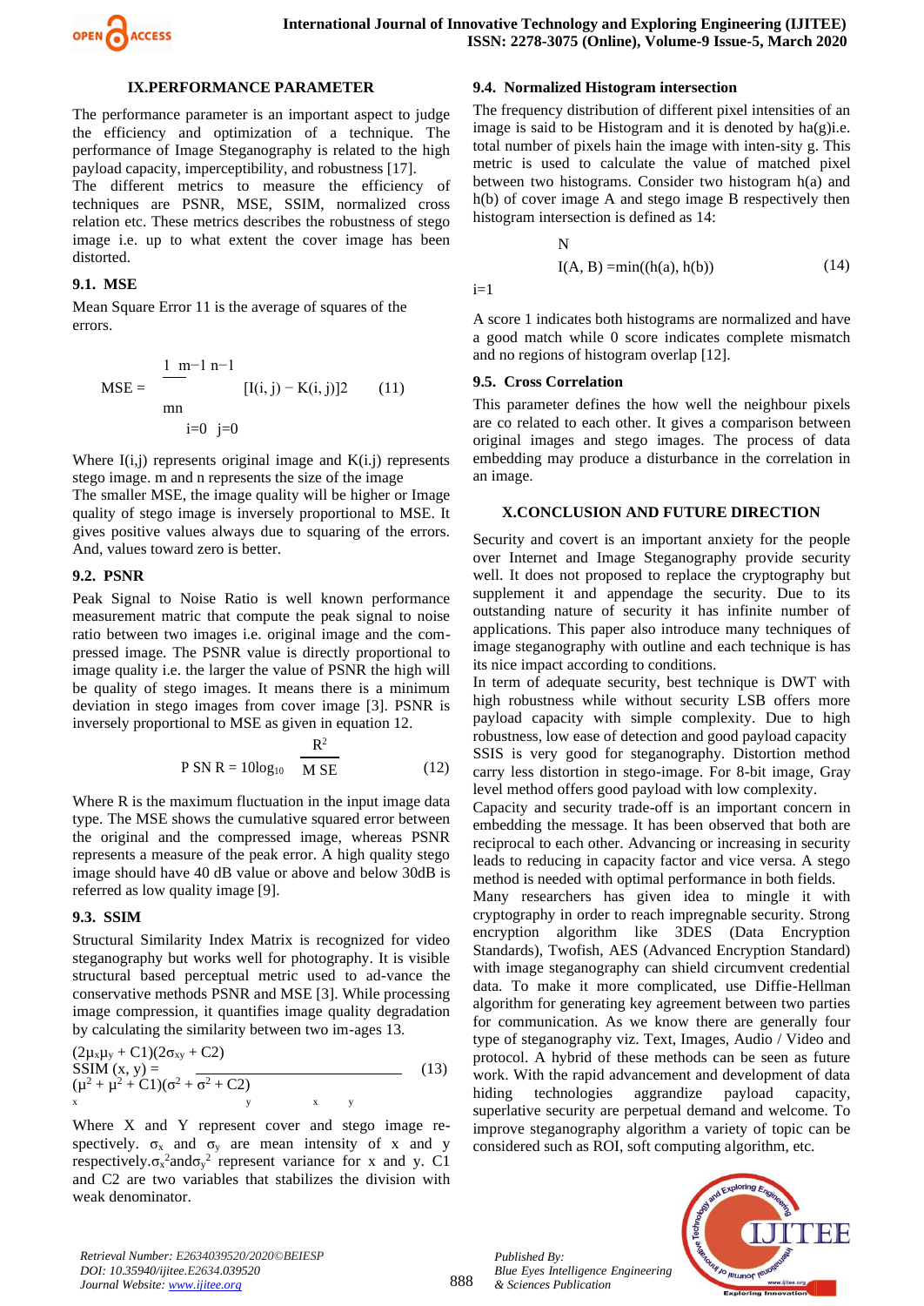## IX.PERFORMANCE PARAMETER

The performance parameter is an important aspect to judge the efficiency and optimization of a technique. The performance of Image Steganography is related to the high payload capacity, imperceptibility, and robustness [17].
The different metrics to measure the efficiency of techniques are PSNR, MSE, SSIM, normalized cross relation etc. These metrics describes the robustness of stego image i.e. up to what extent the cover image has been distorted.

### 9.1. MSE

Mean Square Error 11 is the average of squares of the errors.

$$MSE = \frac{1}{mn}\sum_{i=0}^{m-1}\sum_{j=0}^{n-1}[I(i,j) - K(i,j)]^2 \qquad (11)$$

Where I(i,j) represents original image and K(i.j) represents stego image. m and n represents the size of the image
The smaller MSE, the image quality will be higher or Image quality of stego image is inversely proportional to MSE. It gives positive values always due to squaring of the errors. And, values toward zero is better.

### 9.2. PSNR

Peak Signal to Noise Ratio is well known performance measurement matric that compute the peak signal to noise ratio between two images i.e. original image and the com-pressed image. The PSNR value is directly proportional to image quality i.e. the larger the value of PSNR the high will be quality of stego images. It means there is a minimum deviation in stego images from cover image [3]. PSNR is inversely proportional to MSE as given in equation 12.

$$PSNR = 10\log_{10}\frac{R^2}{MSE} \qquad (12)$$

Where R is the maximum fluctuation in the input image data type. The MSE shows the cumulative squared error between the original and the compressed image, whereas PSNR represents a measure of the peak error. A high quality stego image should have 40 dB value or above and below 30dB is referred as low quality image [9].

### 9.3. SSIM

Structural Similarity Index Matrix is recognized for video steganography but works well for photography. It is visible structural based perceptual metric used to ad-vance the conservative methods PSNR and MSE [3]. While processing image compression, it quantifies image quality degradation by calculating the similarity between two im-ages 13.

$$SSIM(x,y) = \frac{(2\mu_x\mu_y + C1)(2\sigma_{xy} + C2)}{(\mu_x^2 + \mu_y^2 + C1)(\sigma_x^2 + \sigma_y^2 + C2)} \qquad (13)$$

Where X and Y represent cover and stego image re-spectively. $\sigma_x$ and $\sigma_y$ are mean intensity of x and y respectively.$\sigma_x^2$and$\sigma_y^2$ represent variance for x and y. C1 and C2 are two variables that stabilizes the division with weak denominator.

### 9.4. Normalized Histogram intersection

The frequency distribution of different pixel intensities of an image is said to be Histogram and it is denoted by ha(g)i.e. total number of pixels hain the image with inten-sity g. This metric is used to calculate the value of matched pixel between two histograms. Consider two histogram h(a) and h(b) of cover image A and stego image B respectively then histogram intersection is defined as 14:

$$I(A,B) = \sum_{i=1}^{N}\min((h(a), h(b)) \qquad (14)$$

A score 1 indicates both histograms are normalized and have a good match while 0 score indicates complete mismatch and no regions of histogram overlap [12].

### 9.5. Cross Correlation

This parameter defines the how well the neighbour pixels are co related to each other. It gives a comparison between original images and stego images. The process of data embedding may produce a disturbance in the correlation in an image.

## X.CONCLUSION AND FUTURE DIRECTION

Security and covert is an important anxiety for the people over Internet and Image Steganography provide security well. It does not proposed to replace the cryptography but supplement it and appendage the security. Due to its outstanding nature of security it has infinite number of applications. This paper also introduce many techniques of image steganography with outline and each technique is has its nice impact according to conditions.
In term of adequate security, best technique is DWT with high robustness while without security LSB offers more payload capacity with simple complexity. Due to high robustness, low ease of detection and good payload capacity SSIS is very good for steganography. Distortion method carry less distortion in stego-image. For 8-bit image, Gray level method offers good payload with low complexity.
Capacity and security trade-off is an important concern in embedding the message. It has been observed that both are reciprocal to each other. Advancing or increasing in security leads to reducing in capacity factor and vice versa. A stego method is needed with optimal performance in both fields.
Many researchers has given idea to mingle it with cryptography in order to reach impregnable security. Strong encryption algorithm like 3DES (Data Encryption Standards), Twofish, AES (Advanced Encryption Standard) with image steganography can shield circumvent credential data. To make it more complicated, use Diffie-Hellman algorithm for generating key agreement between two parties for communication. As we know there are generally four type of steganography viz. Text, Images, Audio / Video and protocol. A hybrid of these methods can be seen as future work. With the rapid advancement and development of data hiding technologies aggrandize payload capacity, superlative security are perpetual demand and welcome. To improve steganography algorithm a variety of topic can be considered such as ROI, soft computing algorithm, etc.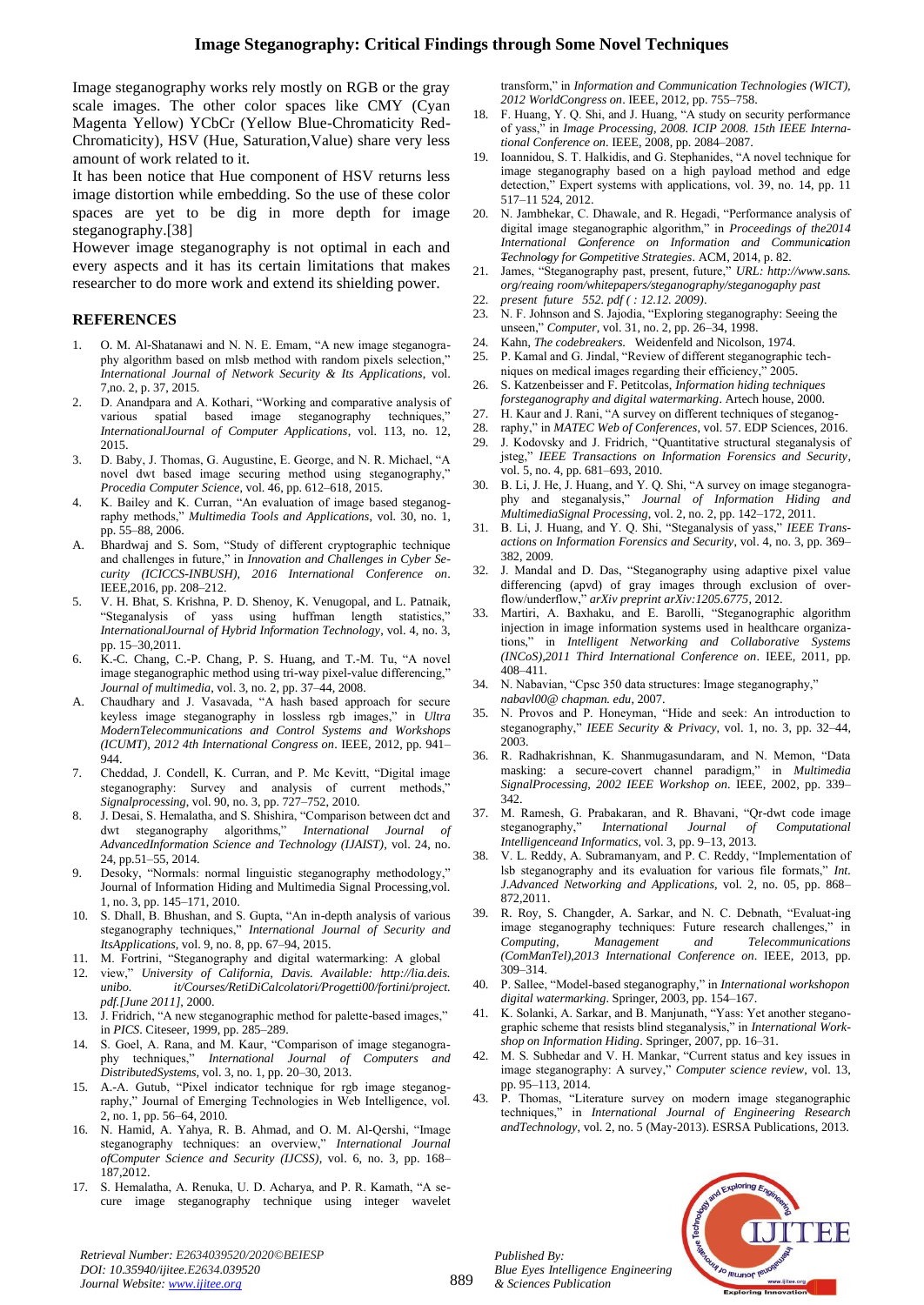Image steganography works rely mostly on RGB or the gray scale images. The other color spaces like CMY (Cyan Magenta Yellow) YCbCr (Yellow Blue-Chromaticity Red-Chromaticity), HSV (Hue, Saturation,Value) share very less amount of work related to it.

It has been notice that Hue component of HSV returns less image distortion while embedding. So the use of these color spaces are yet to be dig in more depth for image steganography.[38]

However image steganography is not optimal in each and every aspects and it has its certain limitations that makes researcher to do more work and extend its shielding power.

## REFERENCES

1. O. M. Al-Shatanawi and N. N. E. Emam, "A new image steganography algorithm based on mlsb method with random pixels selection," *International Journal of Network Security & Its Applications*, vol. 7,no. 2, p. 37, 2015.
2. D. Anandpara and A. Kothari, "Working and comparative analysis of various spatial based image steganography techniques," *InternationalJournal of Computer Applications*, vol. 113, no. 12, 2015.
3. D. Baby, J. Thomas, G. Augustine, E. George, and N. R. Michael, "A novel dwt based image securing method using steganography," *Procedia Computer Science*, vol. 46, pp. 612–618, 2015.
4. K. Bailey and K. Curran, "An evaluation of image based steganography methods," *Multimedia Tools and Applications*, vol. 30, no. 1, pp. 55–88, 2006.

A. Bhardwaj and S. Som, "Study of different cryptographic technique and challenges in future," in *Innovation and Challenges in Cyber Security (ICICCS-INBUSH), 2016 International Conference on*. IEEE,2016, pp. 208–212.

5. V. H. Bhat, S. Krishna, P. D. Shenoy, K. Venugopal, and L. Patnaik, "Steganalysis of yass using huffman length statistics," *InternationalJournal of Hybrid Information Technology*, vol. 4, no. 3, pp. 15–30,2011.
6. K.-C. Chang, C.-P. Chang, P. S. Huang, and T.-M. Tu, "A novel image steganographic method using tri-way pixel-value differencing," *Journal of multimedia*, vol. 3, no. 2, pp. 37–44, 2008.

A. Chaudhary and J. Vasavada, "A hash based approach for secure keyless image steganography in lossless rgb images," in *Ultra ModernTelecommunications and Control Systems and Workshops (ICUMT), 2012 4th International Congress on*. IEEE, 2012, pp. 941–944.

7. Cheddad, J. Condell, K. Curran, and P. Mc Kevitt, "Digital image steganography: Survey and analysis of current methods," *Signalprocessing*, vol. 90, no. 3, pp. 727–752, 2010.
8. J. Desai, S. Hemalatha, and S. Shishira, "Comparison between dct and dwt steganography algorithms," *International Journal of AdvancedInformation Science and Technology (IJAIST)*, vol. 24, no. 24, pp.51–55, 2014.
9. Desoky, "Normals: normal linguistic steganography methodology," Journal of Information Hiding and Multimedia Signal Processing,vol. 1, no. 3, pp. 145–171, 2010.
10. S. Dhall, B. Bhushan, and S. Gupta, "An in-depth analysis of various steganography techniques," *International Journal of Security and ItsApplications*, vol. 9, no. 8, pp. 67–94, 2015.
11. M. Fortrini, "Steganography and digital watermarking: A global
12. view," *University of California, Davis. Available: http://lia.deis. unibo. it/Courses/RetiDiCalcolatori/Progetti00/fortini/project. pdf.[June 2011]*, 2000.
13. J. Fridrich, "A new steganographic method for palette-based images," in *PICS*. Citeseer, 1999, pp. 285–289.
14. S. Goel, A. Rana, and M. Kaur, "Comparison of image steganography techniques," *International Journal of Computers and DistributedSystems*, vol. 3, no. 1, pp. 20–30, 2013.
15. A.-A. Gutub, "Pixel indicator technique for rgb image steganography," Journal of Emerging Technologies in Web Intelligence, vol. 2, no. 1, pp. 56–64, 2010.
16. N. Hamid, A. Yahya, R. B. Ahmad, and O. M. Al-Qershi, "Image steganography techniques: an overview," *International Journal ofComputer Science and Security (IJCSS)*, vol. 6, no. 3, pp. 168–187,2012.
17. S. Hemalatha, A. Renuka, U. D. Acharya, and P. R. Kamath, "A secure image steganography technique using integer wavelet transform," in *Information and Communication Technologies (WICT), 2012 WorldCongress on*. IEEE, 2012, pp. 755–758.
18. F. Huang, Y. Q. Shi, and J. Huang, "A study on security performance of yass," in *Image Processing, 2008. ICIP 2008. 15th IEEE International Conference on*. IEEE, 2008, pp. 2084–2087.
19. Ioannidou, S. T. Halkidis, and G. Stephanides, "A novel technique for image steganography based on a high payload method and edge detection," Expert systems with applications, vol. 39, no. 14, pp. 11 517–11 524, 2012.
20. N. Jambhekar, C. Dhawale, and R. Hegadi, "Performance analysis of digital image steganographic algorithm," in *Proceedings of the2014 International Conference on Information and Communication Technology for Competitive Strategies*. ACM, 2014, p. 82.
21. James, "Steganography past, present, future," *URL: http://www.sans. org/reaing room/whitepapers/steganography/steganogaphy past*
22. *present future 552. pdf ( : 12.12. 2009)*.
23. N. F. Johnson and S. Jajodia, "Exploring steganography: Seeing the unseen," *Computer*, vol. 31, no. 2, pp. 26–34, 1998.
24. Kahn, *The codebreakers*. Weidenfeld and Nicolson, 1974.
25. P. Kamal and G. Jindal, "Review of different steganographic techniques on medical images regarding their efficiency," 2005.
26. S. Katzenbeisser and F. Petitcolas, *Information hiding techniques forsteganography and digital watermarking*. Artech house, 2000.
27. H. Kaur and J. Rani, "A survey on different techniques of steganog-
28. raphy," in *MATEC Web of Conferences*, vol. 57. EDP Sciences, 2016.
29. J. Kodovsky and J. Fridrich, "Quantitative structural steganalysis of jsteg," *IEEE Transactions on Information Forensics and Security*, vol. 5, no. 4, pp. 681–693, 2010.
30. B. Li, J. He, J. Huang, and Y. Q. Shi, "A survey on image steganography and steganalysis," *Journal of Information Hiding and MultimediaSignal Processing*, vol. 2, no. 2, pp. 142–172, 2011.
31. B. Li, J. Huang, and Y. Q. Shi, "Steganalysis of yass," *IEEE Transactions on Information Forensics and Security*, vol. 4, no. 3, pp. 369–382, 2009.
32. J. Mandal and D. Das, "Steganography using adaptive pixel value differencing (apvd) of gray images through exclusion of overflow/underflow," *arXiv preprint arXiv:1205.6775*, 2012.
33. Martiri, A. Baxhaku, and E. Barolli, "Steganographic algorithm injection in image information systems used in healthcare organizations," in *Intelligent Networking and Collaborative Systems (INCoS),2011 Third International Conference on*. IEEE, 2011, pp. 408–411.
34. N. Nabavian, "Cpsc 350 data structures: Image steganography," *nabavl00@ chapman. edu*, 2007.
35. N. Provos and P. Honeyman, "Hide and seek: An introduction to steganography," *IEEE Security & Privacy*, vol. 1, no. 3, pp. 32–44, 2003.
36. R. Radhakrishnan, K. Shanmugasundaram, and N. Memon, "Data masking: a secure-covert channel paradigm," in *Multimedia SignalProcessing, 2002 IEEE Workshop on*. IEEE, 2002, pp. 339–342.
37. M. Ramesh, G. Prabakaran, and R. Bhavani, "Qr-dwt code image steganography," *International Journal of Computational Intelligenceand Informatics*, vol. 3, pp. 9–13, 2013.
38. V. L. Reddy, A. Subramanyam, and P. C. Reddy, "Implementation of lsb steganography and its evaluation for various file formats," *Int. J.Advanced Networking and Applications*, vol. 2, no. 05, pp. 868–872,2011.
39. R. Roy, S. Changder, A. Sarkar, and N. C. Debnath, "Evaluat-ing image steganography techniques: Future research challenges," in *Computing, Management and Telecommunications (ComManTel),2013 International Conference on*. IEEE, 2013, pp. 309–314.
40. P. Sallee, "Model-based steganography," in *International workshopon digital watermarking*. Springer, 2003, pp. 154–167.
41. K. Solanki, A. Sarkar, and B. Manjunath, "Yass: Yet another steganographic scheme that resists blind steganalysis," in *International Workshop on Information Hiding*. Springer, 2007, pp. 16–31.
42. M. S. Subhedar and V. H. Mankar, "Current status and key issues in image steganography: A survey," *Computer science review*, vol. 13, pp. 95–113, 2014.
43. P. Thomas, "Literature survey on modern image steganographic techniques," in *International Journal of Engineering Research andTechnology*, vol. 2, no. 5 (May-2013). ESRSA Publications, 2013.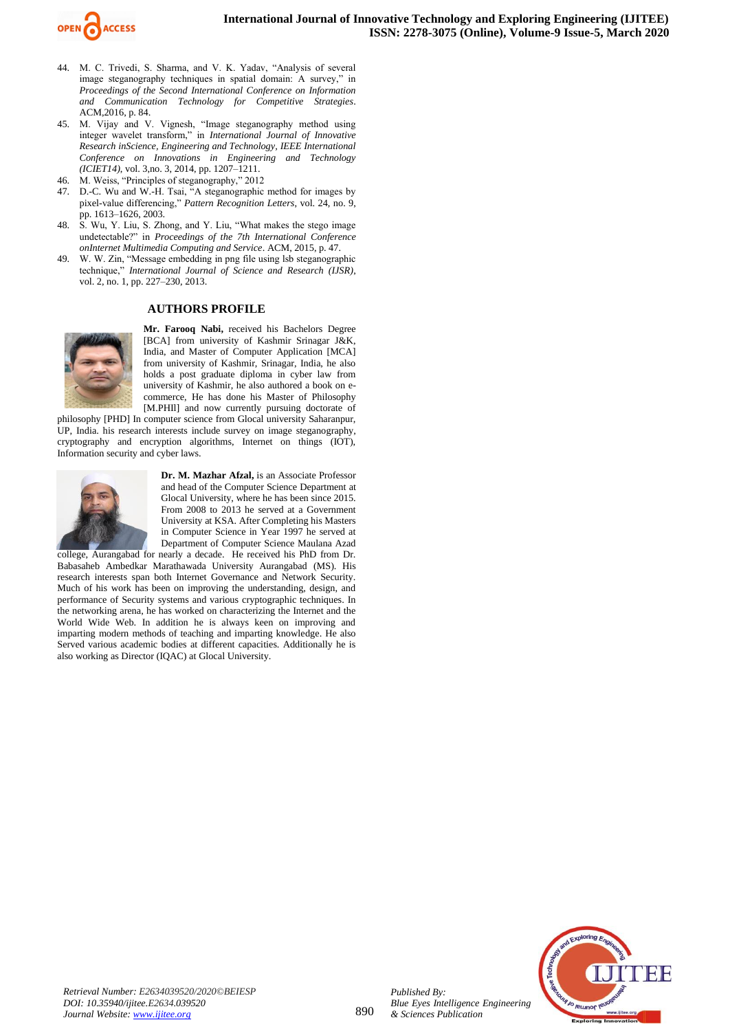44. M. C. Trivedi, S. Sharma, and V. K. Yadav, "Analysis of several image steganography techniques in spatial domain: A survey," in *Proceedings of the Second International Conference on Information and Communication Technology for Competitive Strategies*. ACM,2016, p. 84.
45. M. Vijay and V. Vignesh, "Image steganography method using integer wavelet transform," in *International Journal of Innovative Research inScience, Engineering and Technology, IEEE International Conference on Innovations in Engineering and Technology (ICIET14)*, vol. 3,no. 3, 2014, pp. 1207–1211.
46. M. Weiss, "Principles of steganography," 2012
47. D.-C. Wu and W.-H. Tsai, "A steganographic method for images by pixel-value differencing," *Pattern Recognition Letters*, vol. 24, no. 9, pp. 1613–1626, 2003.
48. S. Wu, Y. Liu, S. Zhong, and Y. Liu, "What makes the stego image undetectable?" in *Proceedings of the 7th International Conference onInternet Multimedia Computing and Service*. ACM, 2015, p. 47.
49. W. W. Zin, "Message embedding in png file using lsb steganographic technique," *International Journal of Science and Research (IJSR)*, vol. 2, no. 1, pp. 227–230, 2013.

## AUTHORS PROFILE

**Mr. Farooq Nabi,** received his Bachelors Degree [BCA] from university of Kashmir Srinagar J&K, India, and Master of Computer Application [MCA] from university of Kashmir, Srinagar, India, he also holds a post graduate diploma in cyber law from university of Kashmir, he also authored a book on e-commerce, He has done his Master of Philosophy [M.PHIl] and now currently pursuing doctorate of philosophy [PHD] In computer science from Glocal university Saharanpur, UP, India. his research interests include survey on image steganography, cryptography and encryption algorithms, Internet on things (IOT), Information security and cyber laws.

**Dr. M. Mazhar Afzal,** is an Associate Professor and head of the Computer Science Department at Glocal University, where he has been since 2015. From 2008 to 2013 he served at a Government University at KSA. After Completing his Masters in Computer Science in Year 1997 he served at Department of Computer Science Maulana Azad college, Aurangabad for nearly a decade. He received his PhD from Dr. Babasaheb Ambedkar Marathawada University Aurangabad (MS). His research interests span both Internet Governance and Network Security. Much of his work has been on improving the understanding, design, and performance of Security systems and various cryptographic techniques. In the networking arena, he has worked on characterizing the Internet and the World Wide Web. In addition he is always keen on improving and imparting modern methods of teaching and imparting knowledge. He also Served various academic bodies at different capacities. Additionally he is also working as Director (IQAC) at Glocal University.